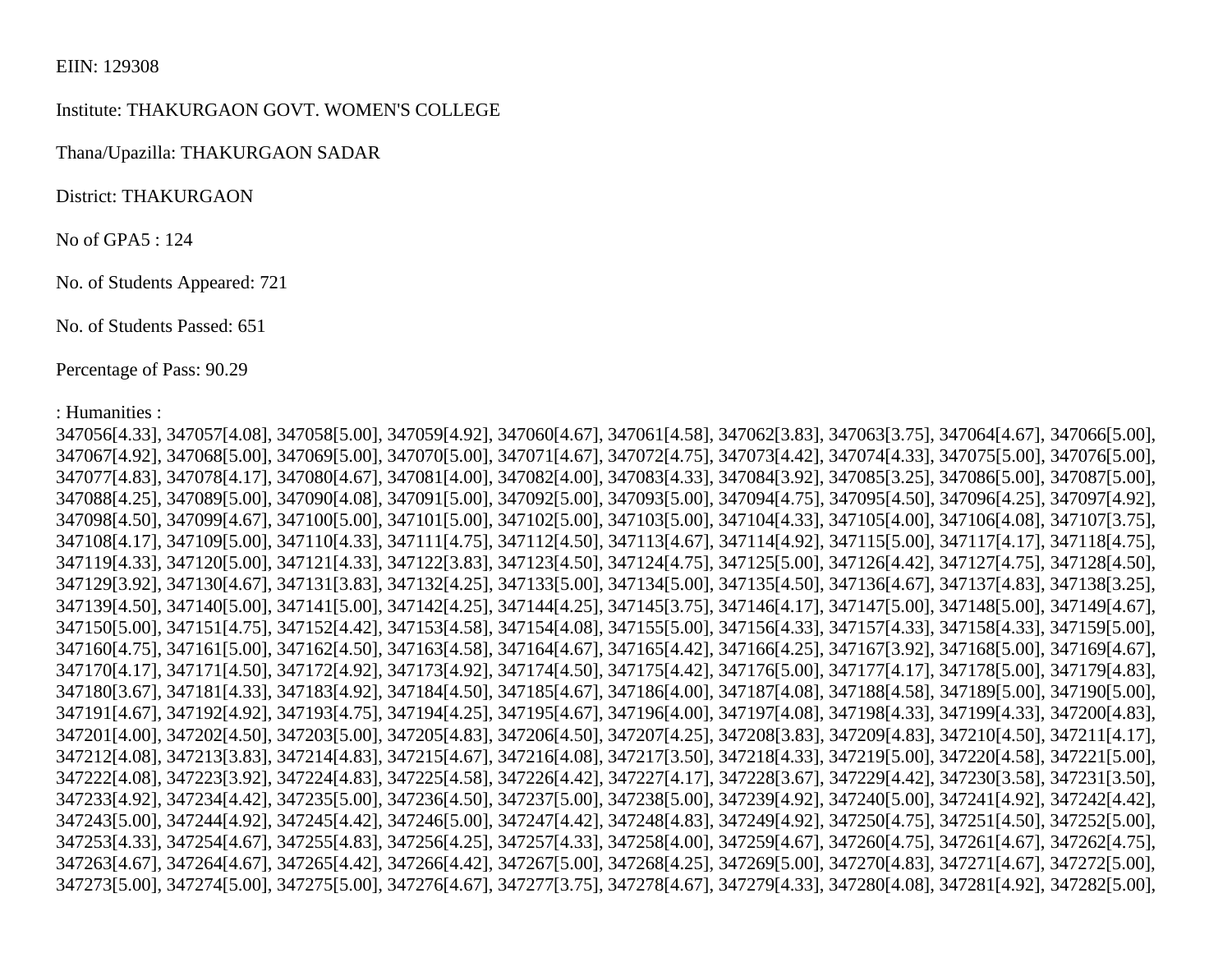EIIN: 129308

Institute: THAKURGAON GOVT. WOMEN'S COLLEGE

Thana/Upazilla: THAKURGAON SADAR

District: THAKURGAON

No of GPA5 : 124

No. of Students Appeared: 721

No. of Students Passed: 651

Percentage of Pass: 90.29

: Humanities :
347056[4.33], 347057[4.08], 347058[5.00], 347059[4.92], 347060[4.67], 347061[4.58], 347062[3.83], 347063[3.75], 347064[4.67], 347066[5.00], 347067[4.92], 347068[5.00], 347069[5.00], 347070[5.00], 347071[4.67], 347072[4.75], 347073[4.42], 347074[4.33], 347075[5.00], 347076[5.00], 347077[4.83], 347078[4.17], 347080[4.67], 347081[4.00], 347082[4.00], 347083[4.33], 347084[3.92], 347085[3.25], 347086[5.00], 347087[5.00], 347088[4.25], 347089[5.00], 347090[4.08], 347091[5.00], 347092[5.00], 347093[5.00], 347094[4.75], 347095[4.50], 347096[4.25], 347097[4.92], 347098[4.50], 347099[4.67], 347100[5.00], 347101[5.00], 347102[5.00], 347103[5.00], 347104[4.33], 347105[4.00], 347106[4.08], 347107[3.75], 347108[4.17], 347109[5.00], 347110[4.33], 347111[4.75], 347112[4.50], 347113[4.67], 347114[4.92], 347115[5.00], 347117[4.17], 347118[4.75], 347119[4.33], 347120[5.00], 347121[4.33], 347122[3.83], 347123[4.50], 347124[4.75], 347125[5.00], 347126[4.42], 347127[4.75], 347128[4.50], 347129[3.92], 347130[4.67], 347131[3.83], 347132[4.25], 347133[5.00], 347134[5.00], 347135[4.50], 347136[4.67], 347137[4.83], 347138[3.25], 347139[4.50], 347140[5.00], 347141[5.00], 347142[4.25], 347144[4.25], 347145[3.75], 347146[4.17], 347147[5.00], 347148[5.00], 347149[4.67], 347150[5.00], 347151[4.75], 347152[4.42], 347153[4.58], 347154[4.08], 347155[5.00], 347156[4.33], 347157[4.33], 347158[4.33], 347159[5.00], 347160[4.75], 347161[5.00], 347162[4.50], 347163[4.58], 347164[4.67], 347165[4.42], 347166[4.25], 347167[3.92], 347168[5.00], 347169[4.67], 347170[4.17], 347171[4.50], 347172[4.92], 347173[4.92], 347174[4.50], 347175[4.42], 347176[5.00], 347177[4.17], 347178[5.00], 347179[4.83], 347180[3.67], 347181[4.33], 347183[4.92], 347184[4.50], 347185[4.67], 347186[4.00], 347187[4.08], 347188[4.58], 347189[5.00], 347190[5.00], 347191[4.67], 347192[4.92], 347193[4.75], 347194[4.25], 347195[4.67], 347196[4.00], 347197[4.08], 347198[4.33], 347199[4.33], 347200[4.83], 347201[4.00], 347202[4.50], 347203[5.00], 347205[4.83], 347206[4.50], 347207[4.25], 347208[3.83], 347209[4.83], 347210[4.50], 347211[4.17], 347212[4.08], 347213[3.83], 347214[4.83], 347215[4.67], 347216[4.08], 347217[3.50], 347218[4.33], 347219[5.00], 347220[4.58], 347221[5.00], 347222[4.08], 347223[3.92], 347224[4.83], 347225[4.58], 347226[4.42], 347227[4.17], 347228[3.67], 347229[4.42], 347230[3.58], 347231[3.50], 347233[4.92], 347234[4.42], 347235[5.00], 347236[4.50], 347237[5.00], 347238[5.00], 347239[4.92], 347240[5.00], 347241[4.92], 347242[4.42], 347243[5.00], 347244[4.92], 347245[4.42], 347246[5.00], 347247[4.42], 347248[4.83], 347249[4.92], 347250[4.75], 347251[4.50], 347252[5.00], 347253[4.33], 347254[4.67], 347255[4.83], 347256[4.25], 347257[4.33], 347258[4.00], 347259[4.67], 347260[4.75], 347261[4.67], 347262[4.75], 347263[4.67], 347264[4.67], 347265[4.42], 347266[4.42], 347267[5.00], 347268[4.25], 347269[5.00], 347270[4.83], 347271[4.67], 347272[5.00], 347273[5.00], 347274[5.00], 347275[5.00], 347276[4.67], 347277[3.75], 347278[4.67], 347279[4.33], 347280[4.08], 347281[4.92], 347282[5.00],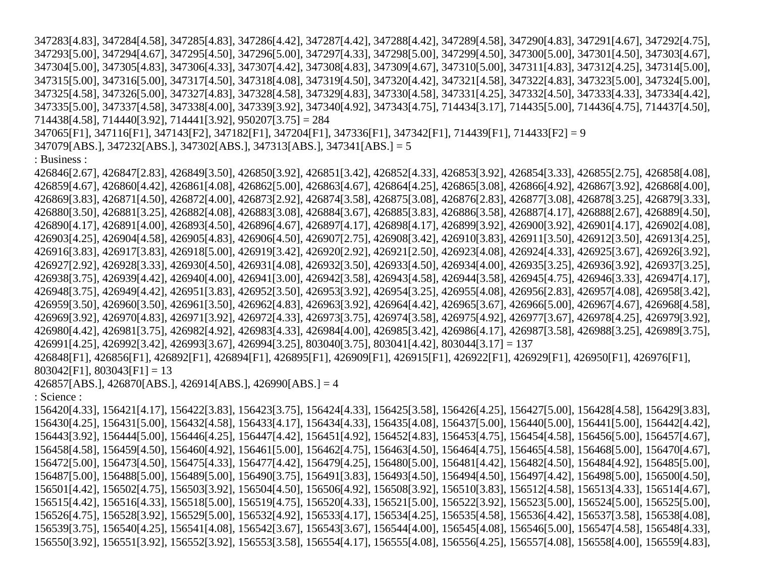347283[4.83], 347284[4.58], 347285[4.83], 347286[4.42], 347287[4.42], 347288[4.42], 347289[4.58], 347290[4.83], 347291[4.67], 347292[4.75], 347293[5.00], 347294[4.67], 347295[4.50], 347296[5.00], 347297[4.33], 347298[5.00], 347299[4.50], 347300[5.00], 347301[4.50], 347303[4.67], 347304[5.00], 347305[4.83], 347306[4.33], 347307[4.42], 347308[4.83], 347309[4.67], 347310[5.00], 347311[4.83], 347312[4.25], 347314[5.00], 347315[5.00], 347316[5.00], 347317[4.50], 347318[4.08], 347319[4.50], 347320[4.42], 347321[4.58], 347322[4.83], 347323[5.00], 347324[5.00], 347325[4.58], 347326[5.00], 347327[4.83], 347328[4.58], 347329[4.83], 347330[4.58], 347331[4.25], 347332[4.50], 347333[4.33], 347334[4.42], 347335[5.00], 347337[4.58], 347338[4.00], 347339[3.92], 347340[4.92], 347343[4.75], 714434[3.17], 714435[5.00], 714436[4.75], 714437[4.50], 714438[4.58], 714440[3.92], 714441[3.92], 950207[3.75] = 284

347065[F1], 347116[F1], 347143[F2], 347182[F1], 347204[F1], 347336[F1], 347342[F1], 714439[F1], 714433[F2] = 9

347079[ABS.], 347232[ABS.], 347302[ABS.], 347313[ABS.], 347341[ABS.] = 5

: Business :

426846[2.67], 426847[2.83], 426849[3.50], 426850[3.92], 426851[3.42], 426852[4.33], 426853[3.92], 426854[3.33], 426855[2.75], 426858[4.08], 426859[4.67], 426860[4.42], 426861[4.08], 426862[5.00], 426863[4.67], 426864[4.25], 426865[3.08], 426866[4.92], 426867[3.92], 426868[4.00], 426869[3.83], 426871[4.50], 426872[4.00], 426873[2.92], 426874[3.58], 426875[3.08], 426876[2.83], 426877[3.08], 426878[3.25], 426879[3.33], 426880[3.50], 426881[3.25], 426882[4.08], 426883[3.08], 426884[3.67], 426885[3.83], 426886[3.58], 426887[4.17], 426888[2.67], 426889[4.50], 426890[4.17], 426891[4.00], 426893[4.50], 426896[4.67], 426897[4.17], 426898[4.17], 426899[3.92], 426900[3.92], 426901[4.17], 426902[4.08], 426903[4.25], 426904[4.58], 426905[4.83], 426906[4.50], 426907[2.75], 426908[3.42], 426910[3.83], 426911[3.50], 426912[3.50], 426913[4.25], 426916[3.83], 426917[3.83], 426918[5.00], 426919[3.42], 426920[2.92], 426921[2.50], 426923[4.08], 426924[4.33], 426925[3.67], 426926[3.92], 426927[2.92], 426928[3.33], 426930[4.50], 426931[4.08], 426932[3.50], 426933[4.50], 426934[4.00], 426935[3.25], 426936[3.92], 426937[3.25], 426938[3.75], 426939[4.42], 426940[4.00], 426941[3.00], 426942[3.58], 426943[4.58], 426944[3.58], 426945[4.75], 426946[3.33], 426947[4.17], 426948[3.75], 426949[4.42], 426951[3.83], 426952[3.50], 426953[3.92], 426954[3.25], 426955[4.08], 426956[2.83], 426957[4.08], 426958[3.42], 426959[3.50], 426960[3.50], 426961[3.50], 426962[4.83], 426963[3.92], 426964[4.42], 426965[3.67], 426966[5.00], 426967[4.67], 426968[4.58], 426969[3.92], 426970[4.83], 426971[3.92], 426972[4.33], 426973[3.75], 426974[3.58], 426975[4.92], 426977[3.67], 426978[4.25], 426979[3.92], 426980[4.42], 426981[3.75], 426982[4.92], 426983[4.33], 426984[4.00], 426985[3.42], 426986[4.17], 426987[3.58], 426988[3.25], 426989[3.75], 426991[4.25], 426992[3.42], 426993[3.67], 426994[3.25], 803040[3.75], 803041[4.42], 803044[3.17] = 137

426848[F1], 426856[F1], 426892[F1], 426894[F1], 426895[F1], 426909[F1], 426915[F1], 426922[F1], 426929[F1], 426950[F1], 426976[F1], 803042[F1], 803043[F1] = 13

426857[ABS.], 426870[ABS.], 426914[ABS.], 426990[ABS.] = 4

: Science :

156420[4.33], 156421[4.17], 156422[3.83], 156423[3.75], 156424[4.33], 156425[3.58], 156426[4.25], 156427[5.00], 156428[4.58], 156429[3.83], 156430[4.25], 156431[5.00], 156432[4.58], 156433[4.17], 156434[4.33], 156435[4.08], 156437[5.00], 156440[5.00], 156441[5.00], 156442[4.42], 156443[3.92], 156444[5.00], 156446[4.25], 156447[4.42], 156451[4.92], 156452[4.83], 156453[4.75], 156454[4.58], 156456[5.00], 156457[4.67], 156458[4.58], 156459[4.50], 156460[4.92], 156461[5.00], 156462[4.75], 156463[4.50], 156464[4.75], 156465[4.58], 156468[5.00], 156470[4.67], 156472[5.00], 156473[4.50], 156475[4.33], 156477[4.42], 156479[4.25], 156480[5.00], 156481[4.42], 156482[4.50], 156484[4.92], 156485[5.00], 156487[5.00], 156488[5.00], 156489[5.00], 156490[3.75], 156491[3.83], 156493[4.50], 156494[4.50], 156497[4.42], 156498[5.00], 156500[4.50], 156501[4.42], 156502[4.75], 156503[3.92], 156504[4.50], 156506[4.92], 156508[3.92], 156510[3.83], 156512[4.58], 156513[4.33], 156514[4.67], 156515[4.42], 156516[4.33], 156518[5.00], 156519[4.75], 156520[4.33], 156521[5.00], 156522[3.92], 156523[5.00], 156524[5.00], 156525[5.00], 156526[4.75], 156528[3.92], 156529[5.00], 156532[4.92], 156533[4.17], 156534[4.25], 156535[4.58], 156536[4.42], 156537[3.58], 156538[4.08], 156539[3.75], 156540[4.25], 156541[4.08], 156542[3.67], 156543[3.67], 156544[4.00], 156545[4.08], 156546[5.00], 156547[4.58], 156548[4.33], 156550[3.92], 156551[3.92], 156552[3.92], 156553[3.58], 156554[4.17], 156555[4.08], 156556[4.25], 156557[4.08], 156558[4.00], 156559[4.83],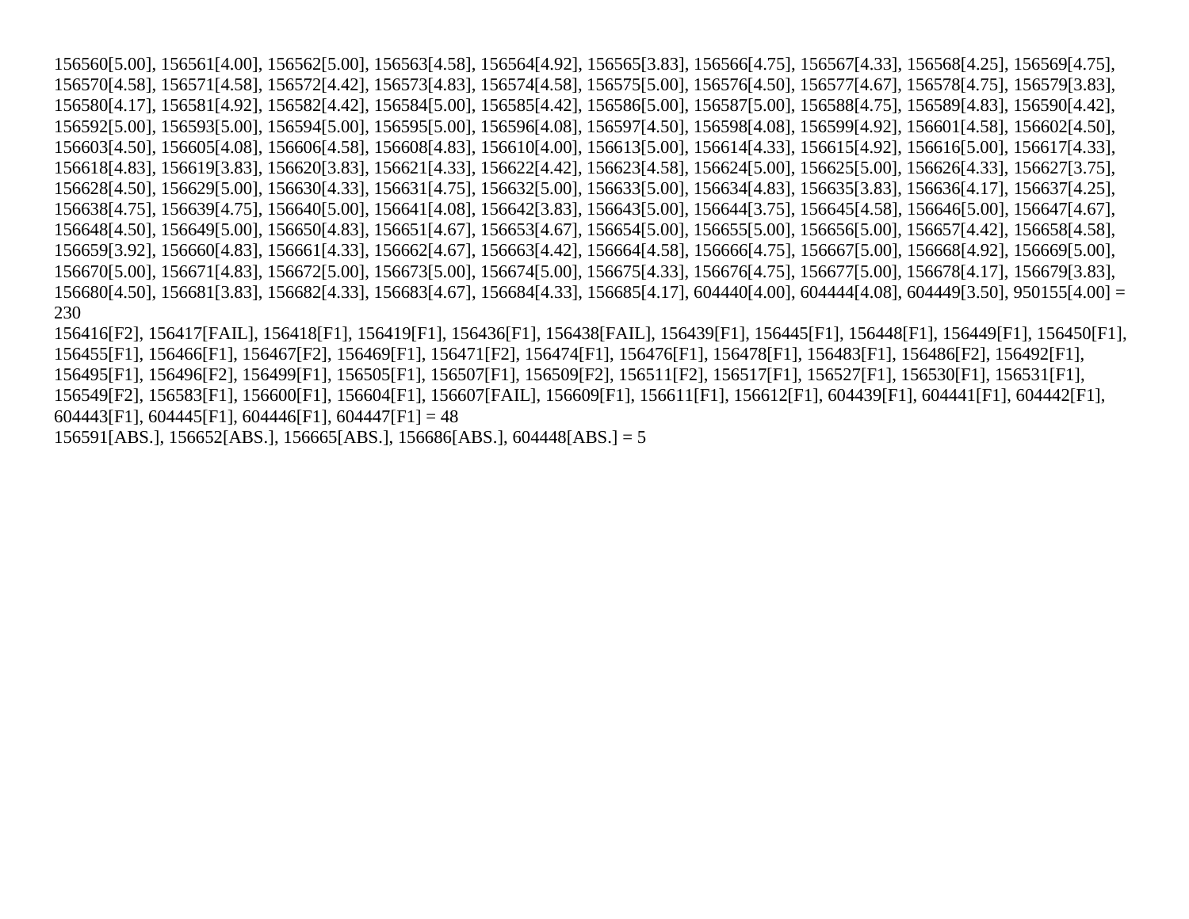156560[5.00], 156561[4.00], 156562[5.00], 156563[4.58], 156564[4.92], 156565[3.83], 156566[4.75], 156567[4.33], 156568[4.25], 156569[4.75], 156570[4.58], 156571[4.58], 156572[4.42], 156573[4.83], 156574[4.58], 156575[5.00], 156576[4.50], 156577[4.67], 156578[4.75], 156579[3.83], 156580[4.17], 156581[4.92], 156582[4.42], 156584[5.00], 156585[4.42], 156586[5.00], 156587[5.00], 156588[4.75], 156589[4.83], 156590[4.42], 156592[5.00], 156593[5.00], 156594[5.00], 156595[5.00], 156596[4.08], 156597[4.50], 156598[4.08], 156599[4.92], 156601[4.58], 156602[4.50], 156603[4.50], 156605[4.08], 156606[4.58], 156608[4.83], 156610[4.00], 156613[5.00], 156614[4.33], 156615[4.92], 156616[5.00], 156617[4.33], 156618[4.83], 156619[3.83], 156620[3.83], 156621[4.33], 156622[4.42], 156623[4.58], 156624[5.00], 156625[5.00], 156626[4.33], 156627[3.75], 156628[4.50], 156629[5.00], 156630[4.33], 156631[4.75], 156632[5.00], 156633[5.00], 156634[4.83], 156635[3.83], 156636[4.17], 156637[4.25], 156638[4.75], 156639[4.75], 156640[5.00], 156641[4.08], 156642[3.83], 156643[5.00], 156644[3.75], 156645[4.58], 156646[5.00], 156647[4.67], 156648[4.50], 156649[5.00], 156650[4.83], 156651[4.67], 156653[4.67], 156654[5.00], 156655[5.00], 156656[5.00], 156657[4.42], 156658[4.58], 156659[3.92], 156660[4.83], 156661[4.33], 156662[4.67], 156663[4.42], 156664[4.58], 156666[4.75], 156667[5.00], 156668[4.92], 156669[5.00], 156670[5.00], 156671[4.83], 156672[5.00], 156673[5.00], 156674[5.00], 156675[4.33], 156676[4.75], 156677[5.00], 156678[4.17], 156679[3.83], 156680[4.50], 156681[3.83], 156682[4.33], 156683[4.67], 156684[4.33], 156685[4.17], 604440[4.00], 604444[4.08], 604449[3.50], 950155[4.00] = 230

156416[F2], 156417[FAIL], 156418[F1], 156419[F1], 156436[F1], 156438[FAIL], 156439[F1], 156445[F1], 156448[F1], 156449[F1], 156450[F1], 156455[F1], 156466[F1], 156467[F2], 156469[F1], 156471[F2], 156474[F1], 156476[F1], 156478[F1], 156483[F1], 156486[F2], 156492[F1], 156495[F1], 156496[F2], 156499[F1], 156505[F1], 156507[F1], 156509[F2], 156511[F2], 156517[F1], 156527[F1], 156530[F1], 156531[F1], 156549[F2], 156583[F1], 156600[F1], 156604[F1], 156607[FAIL], 156609[F1], 156611[F1], 156612[F1], 604439[F1], 604441[F1], 604442[F1], 604443[F1], 604445[F1], 604446[F1], 604447[F1] = 48

156591[ABS.], 156652[ABS.], 156665[ABS.], 156686[ABS.], 604448[ABS.] = 5